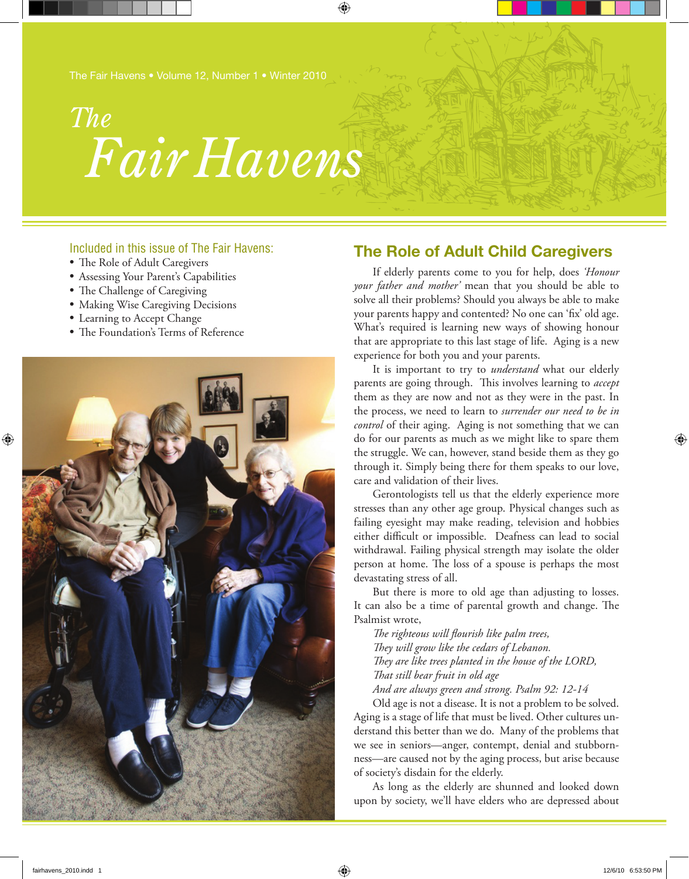The Fair Havens • Volume 12, Number 1 • Winter 2010

# *The Fair Havens*

Included in this issue of The Fair Havens:

- The Role of Adult Caregivers
- Assessing Your Parent's Capabilities
- The Challenge of Caregiving
- Making Wise Caregiving Decisions
- Learning to Accept Change
- The Foundation's Terms of Reference

## The Role of Adult Child Caregivers

If elderly parents come to you for help, does *'Honour your father and mother'* mean that you should be able to solve all their problems? Should you always be able to make your parents happy and contented? No one can 'fix' old age. What's required is learning new ways of showing honour that are appropriate to this last stage of life. Aging is a new experience for both you and your parents.

It is important to try to *understand* what our elderly parents are going through. This involves learning to *accept* them as they are now and not as they were in the past. In the process, we need to learn to *surrender our need to be in control* of their aging. Aging is not something that we can do for our parents as much as we might like to spare them the struggle. We can, however, stand beside them as they go through it. Simply being there for them speaks to our love, care and validation of their lives.

Gerontologists tell us that the elderly experience more stresses than any other age group. Physical changes such as failing eyesight may make reading, television and hobbies either difficult or impossible. Deafness can lead to social withdrawal. Failing physical strength may isolate the older person at home. The loss of a spouse is perhaps the most devastating stress of all.

But there is more to old age than adjusting to losses. It can also be a time of parental growth and change. The Psalmist wrote,

*The righteous will flourish like palm trees,*
*They will grow like the cedars of Lebanon.*
*They are like trees planted in the house of the LORD,*
*That still bear fruit in old age*
*And are always green and strong. Psalm 92: 12-14*

Old age is not a disease. It is not a problem to be solved. Aging is a stage of life that must be lived. Other cultures understand this better than we do. Many of the problems that we see in seniors—anger, contempt, denial and stubbornness—are caused not by the aging process, but arise because of society's disdain for the elderly.

As long as the elderly are shunned and looked down upon by society, we'll have elders who are depressed about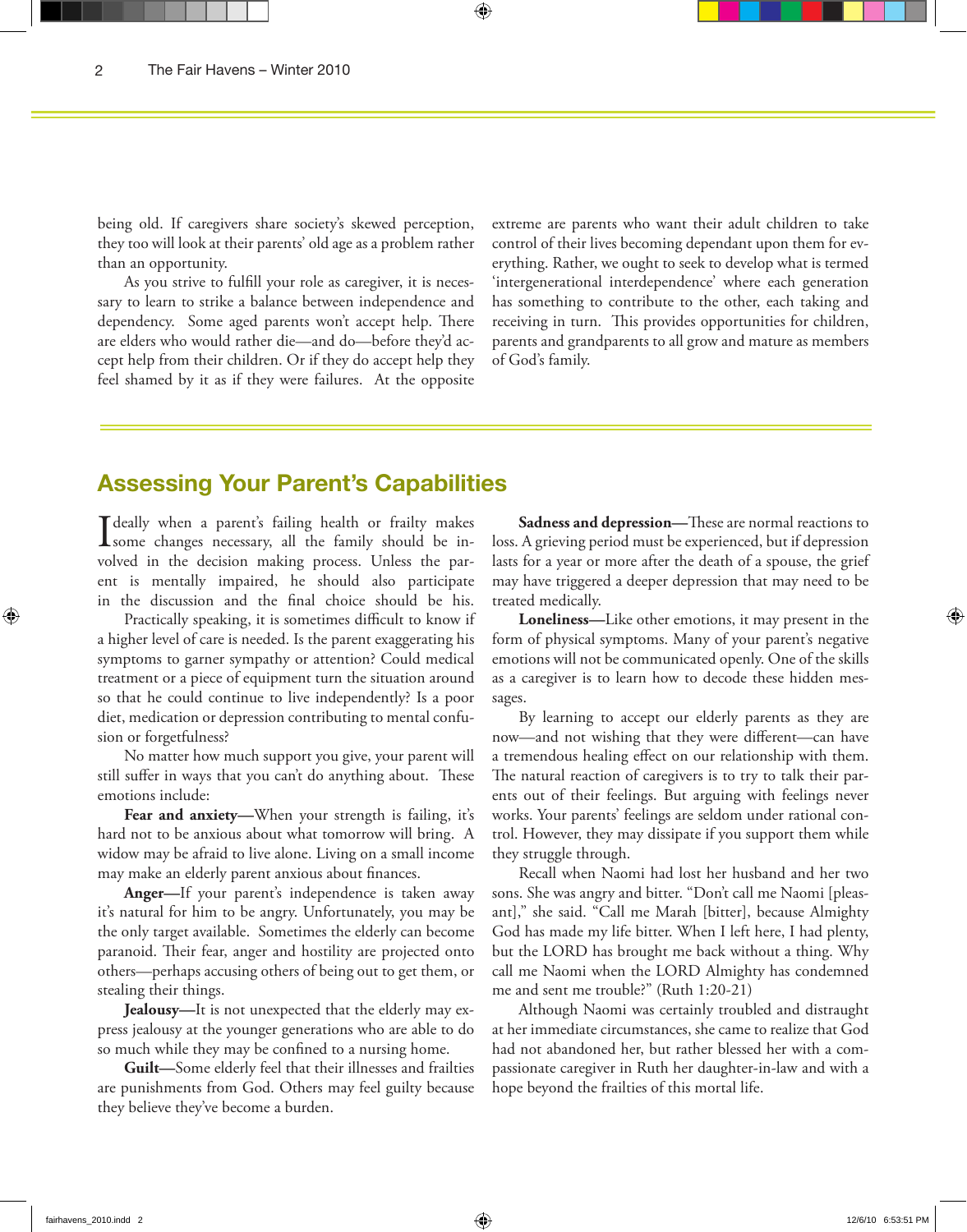being old. If caregivers share society's skewed perception, they too will look at their parents' old age as a problem rather than an opportunity.

As you strive to fulfill your role as caregiver, it is necessary to learn to strike a balance between independence and dependency. Some aged parents won't accept help. There are elders who would rather die—and do—before they'd accept help from their children. Or if they do accept help they feel shamed by it as if they were failures. At the opposite extreme are parents who want their adult children to take control of their lives becoming dependant upon them for everything. Rather, we ought to seek to develop what is termed 'intergenerational interdependence' where each generation has something to contribute to the other, each taking and receiving in turn. This provides opportunities for children, parents and grandparents to all grow and mature as members of God's family.

## Assessing Your Parent's Capabilities

Ideally when a parent's failing health or frailty makes some changes necessary, all the family should be involved in the decision making process. Unless the parent is mentally impaired, he should also participate in the discussion and the final choice should be his.

Practically speaking, it is sometimes difficult to know if a higher level of care is needed. Is the parent exaggerating his symptoms to garner sympathy or attention? Could medical treatment or a piece of equipment turn the situation around so that he could continue to live independently? Is a poor diet, medication or depression contributing to mental confusion or forgetfulness?

No matter how much support you give, your parent will still suffer in ways that you can't do anything about. These emotions include:

**Fear and anxiety—**When your strength is failing, it's hard not to be anxious about what tomorrow will bring. A widow may be afraid to live alone. Living on a small income may make an elderly parent anxious about finances.

**Anger—**If your parent's independence is taken away it's natural for him to be angry. Unfortunately, you may be the only target available. Sometimes the elderly can become paranoid. Their fear, anger and hostility are projected onto others—perhaps accusing others of being out to get them, or stealing their things.

**Jealousy—**It is not unexpected that the elderly may express jealousy at the younger generations who are able to do so much while they may be confined to a nursing home.

**Guilt—**Some elderly feel that their illnesses and frailties are punishments from God. Others may feel guilty because they believe they've become a burden.

**Sadness and depression—**These are normal reactions to loss. A grieving period must be experienced, but if depression lasts for a year or more after the death of a spouse, the grief may have triggered a deeper depression that may need to be treated medically.

**Loneliness—**Like other emotions, it may present in the form of physical symptoms. Many of your parent's negative emotions will not be communicated openly. One of the skills as a caregiver is to learn how to decode these hidden messages.

By learning to accept our elderly parents as they are now—and not wishing that they were different—can have a tremendous healing effect on our relationship with them. The natural reaction of caregivers is to try to talk their parents out of their feelings. But arguing with feelings never works. Your parents' feelings are seldom under rational control. However, they may dissipate if you support them while they struggle through.

Recall when Naomi had lost her husband and her two sons. She was angry and bitter. "Don't call me Naomi [pleasant]," she said. "Call me Marah [bitter], because Almighty God has made my life bitter. When I left here, I had plenty, but the LORD has brought me back without a thing. Why call me Naomi when the LORD Almighty has condemned me and sent me trouble?" (Ruth 1:20-21)

Although Naomi was certainly troubled and distraught at her immediate circumstances, she came to realize that God had not abandoned her, but rather blessed her with a compassionate caregiver in Ruth her daughter-in-law and with a hope beyond the frailties of this mortal life.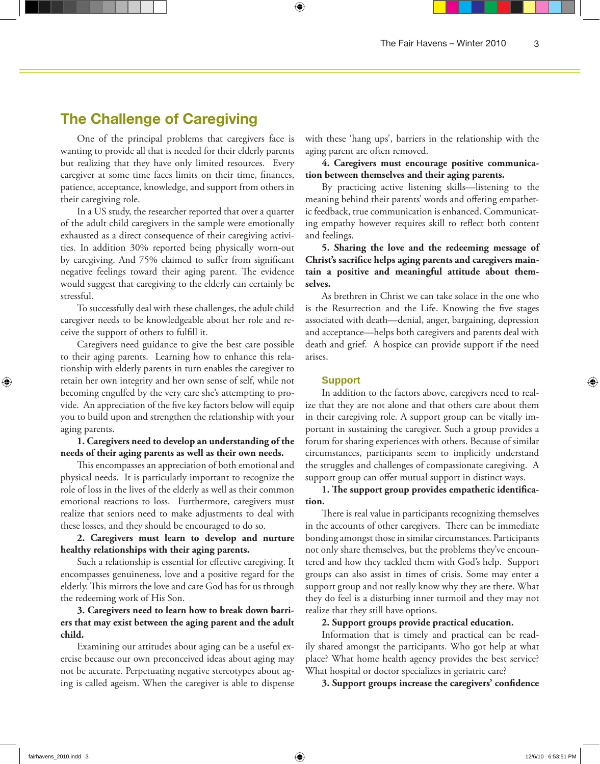## The Challenge of Caregiving

One of the principal problems that caregivers face is wanting to provide all that is needed for their elderly parents but realizing that they have only limited resources. Every caregiver at some time faces limits on their time, finances, patience, acceptance, knowledge, and support from others in their caregiving role.

In a US study, the researcher reported that over a quarter of the adult child caregivers in the sample were emotionally exhausted as a direct consequence of their caregiving activities. In addition 30% reported being physically worn-out by caregiving. And 75% claimed to suffer from significant negative feelings toward their aging parent. The evidence would suggest that caregiving to the elderly can certainly be stressful.

To successfully deal with these challenges, the adult child caregiver needs to be knowledgeable about her role and receive the support of others to fulfill it.

Caregivers need guidance to give the best care possible to their aging parents. Learning how to enhance this relationship with elderly parents in turn enables the caregiver to retain her own integrity and her own sense of self, while not becoming engulfed by the very care she's attempting to provide. An appreciation of the five key factors below will equip you to build upon and strengthen the relationship with your aging parents.

**1. Caregivers need to develop an understanding of the needs of their aging parents as well as their own needs.**

This encompasses an appreciation of both emotional and physical needs. It is particularly important to recognize the role of loss in the lives of the elderly as well as their common emotional reactions to loss. Furthermore, caregivers must realize that seniors need to make adjustments to deal with these losses, and they should be encouraged to do so.

**2. Caregivers must learn to develop and nurture healthy relationships with their aging parents.**

Such a relationship is essential for effective caregiving. It encompasses genuineness, love and a positive regard for the elderly. This mirrors the love and care God has for us through the redeeming work of His Son.

**3. Caregivers need to learn how to break down barriers that may exist between the aging parent and the adult child.**

Examining our attitudes about aging can be a useful exercise because our own preconceived ideas about aging may not be accurate. Perpetuating negative stereotypes about aging is called ageism. When the caregiver is able to dispense with these 'hang ups', barriers in the relationship with the aging parent are often removed.

**4. Caregivers must encourage positive communication between themselves and their aging parents.**

By practicing active listening skills—listening to the meaning behind their parents' words and offering empathetic feedback, true communication is enhanced. Communicating empathy however requires skill to reflect both content and feelings.

**5. Sharing the love and the redeeming message of Christ's sacrifice helps aging parents and caregivers maintain a positive and meaningful attitude about themselves.**

As brethren in Christ we can take solace in the one who is the Resurrection and the Life. Knowing the five stages associated with death—denial, anger, bargaining, depression and acceptance—helps both caregivers and parents deal with death and grief. A hospice can provide support if the need arises.

### Support

In addition to the factors above, caregivers need to realize that they are not alone and that others care about them in their caregiving role. A support group can be vitally important in sustaining the caregiver. Such a group provides a forum for sharing experiences with others. Because of similar circumstances, participants seem to implicitly understand the struggles and challenges of compassionate caregiving. A support group can offer mutual support in distinct ways.

**1. The support group provides empathetic identification.**

There is real value in participants recognizing themselves in the accounts of other caregivers. There can be immediate bonding amongst those in similar circumstances. Participants not only share themselves, but the problems they've encountered and how they tackled them with God's help. Support groups can also assist in times of crisis. Some may enter a support group and not really know why they are there. What they do feel is a disturbing inner turmoil and they may not realize that they still have options.

**2. Support groups provide practical education.**

Information that is timely and practical can be readily shared amongst the participants. Who got help at what place? What home health agency provides the best service? What hospital or doctor specializes in geriatric care?

**3. Support groups increase the caregivers' confidence**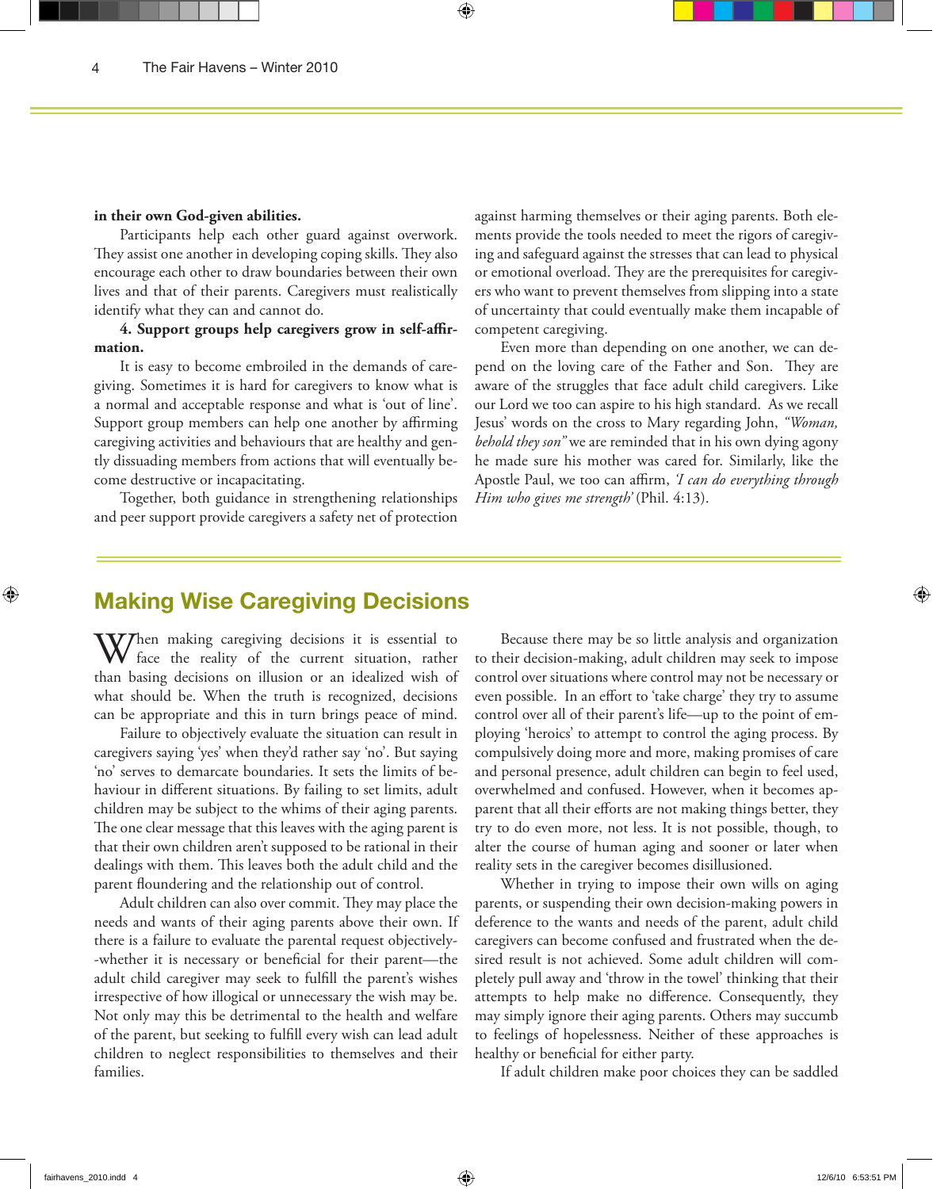**in their own God-given abilities.**

Participants help each other guard against overwork. They assist one another in developing coping skills. They also encourage each other to draw boundaries between their own lives and that of their parents. Caregivers must realistically identify what they can and cannot do.

**4. Support groups help caregivers grow in self-affirmation.**

It is easy to become embroiled in the demands of caregiving. Sometimes it is hard for caregivers to know what is a normal and acceptable response and what is 'out of line'. Support group members can help one another by affirming caregiving activities and behaviours that are healthy and gently dissuading members from actions that will eventually become destructive or incapacitating.

Together, both guidance in strengthening relationships and peer support provide caregivers a safety net of protection against harming themselves or their aging parents. Both elements provide the tools needed to meet the rigors of caregiving and safeguard against the stresses that can lead to physical or emotional overload. They are the prerequisites for caregivers who want to prevent themselves from slipping into a state of uncertainty that could eventually make them incapable of competent caregiving.

Even more than depending on one another, we can depend on the loving care of the Father and Son. They are aware of the struggles that face adult child caregivers. Like our Lord we too can aspire to his high standard. As we recall Jesus' words on the cross to Mary regarding John, *"Woman, behold they son"* we are reminded that in his own dying agony he made sure his mother was cared for. Similarly, like the Apostle Paul, we too can affirm, *'I can do everything through Him who gives me strength'* (Phil. 4:13).

## Making Wise Caregiving Decisions

When making caregiving decisions it is essential to face the reality of the current situation, rather than basing decisions on illusion or an idealized wish of what should be. When the truth is recognized, decisions can be appropriate and this in turn brings peace of mind.

Failure to objectively evaluate the situation can result in caregivers saying 'yes' when they'd rather say 'no'. But saying 'no' serves to demarcate boundaries. It sets the limits of behaviour in different situations. By failing to set limits, adult children may be subject to the whims of their aging parents. The one clear message that this leaves with the aging parent is that their own children aren't supposed to be rational in their dealings with them. This leaves both the adult child and the parent floundering and the relationship out of control.

Adult children can also over commit. They may place the needs and wants of their aging parents above their own. If there is a failure to evaluate the parental request objectively--whether it is necessary or beneficial for their parent—the adult child caregiver may seek to fulfill the parent's wishes irrespective of how illogical or unnecessary the wish may be. Not only may this be detrimental to the health and welfare of the parent, but seeking to fulfill every wish can lead adult children to neglect responsibilities to themselves and their families.

Because there may be so little analysis and organization to their decision-making, adult children may seek to impose control over situations where control may not be necessary or even possible. In an effort to 'take charge' they try to assume control over all of their parent's life—up to the point of employing 'heroics' to attempt to control the aging process. By compulsively doing more and more, making promises of care and personal presence, adult children can begin to feel used, overwhelmed and confused. However, when it becomes apparent that all their efforts are not making things better, they try to do even more, not less. It is not possible, though, to alter the course of human aging and sooner or later when reality sets in the caregiver becomes disillusioned.

Whether in trying to impose their own wills on aging parents, or suspending their own decision-making powers in deference to the wants and needs of the parent, adult child caregivers can become confused and frustrated when the desired result is not achieved. Some adult children will completely pull away and 'throw in the towel' thinking that their attempts to help make no difference. Consequently, they may simply ignore their aging parents. Others may succumb to feelings of hopelessness. Neither of these approaches is healthy or beneficial for either party.

If adult children make poor choices they can be saddled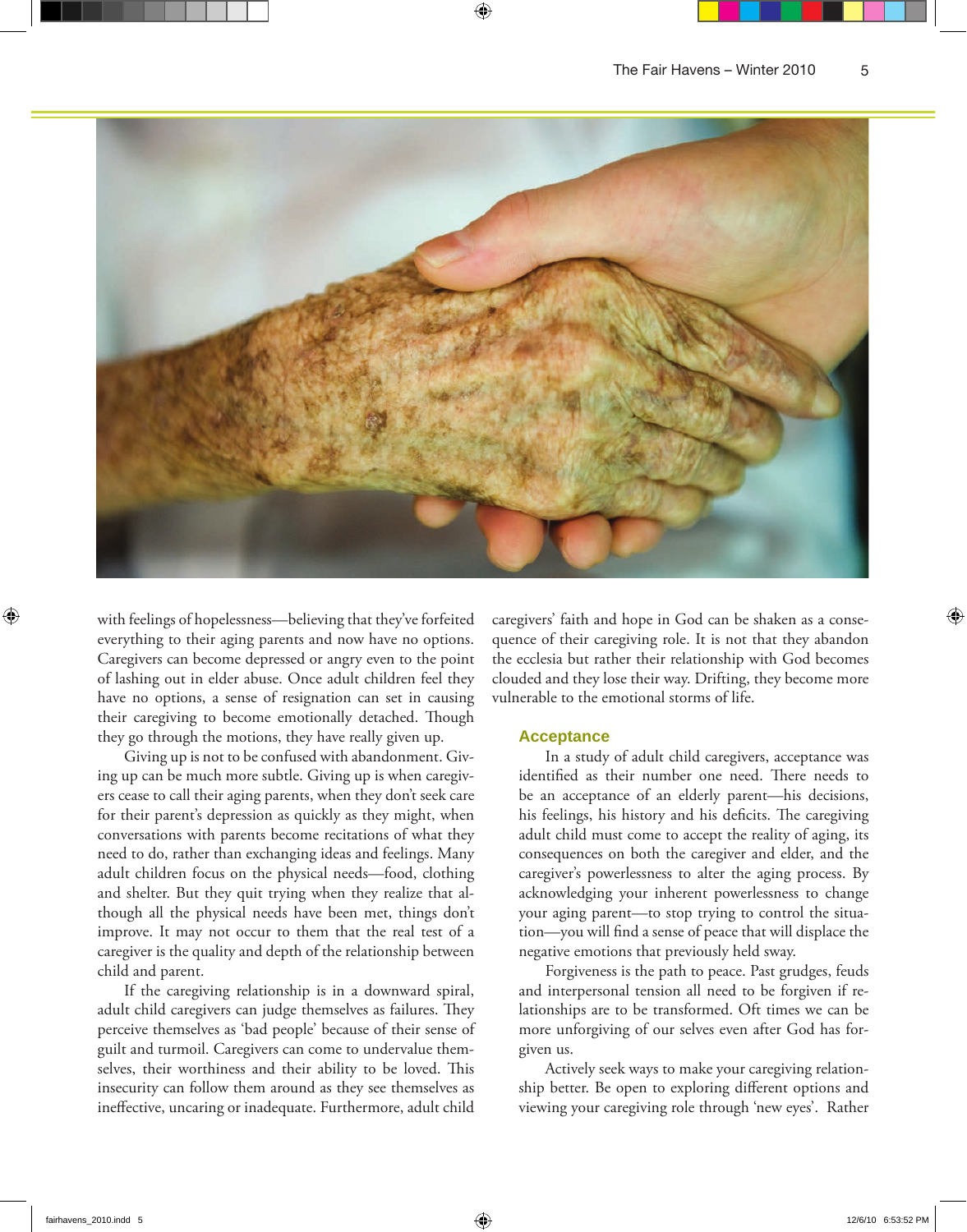with feelings of hopelessness—believing that they've forfeited everything to their aging parents and now have no options. Caregivers can become depressed or angry even to the point of lashing out in elder abuse. Once adult children feel they have no options, a sense of resignation can set in causing their caregiving to become emotionally detached. Though they go through the motions, they have really given up.

Giving up is not to be confused with abandonment. Giving up can be much more subtle. Giving up is when caregivers cease to call their aging parents, when they don't seek care for their parent's depression as quickly as they might, when conversations with parents become recitations of what they need to do, rather than exchanging ideas and feelings. Many adult children focus on the physical needs—food, clothing and shelter. But they quit trying when they realize that although all the physical needs have been met, things don't improve. It may not occur to them that the real test of a caregiver is the quality and depth of the relationship between child and parent.

If the caregiving relationship is in a downward spiral, adult child caregivers can judge themselves as failures. They perceive themselves as 'bad people' because of their sense of guilt and turmoil. Caregivers can come to undervalue themselves, their worthiness and their ability to be loved. This insecurity can follow them around as they see themselves as ineffective, uncaring or inadequate. Furthermore, adult child caregivers' faith and hope in God can be shaken as a consequence of their caregiving role. It is not that they abandon the ecclesia but rather their relationship with God becomes clouded and they lose their way. Drifting, they become more vulnerable to the emotional storms of life.

## Acceptance

In a study of adult child caregivers, acceptance was identified as their number one need. There needs to be an acceptance of an elderly parent—his decisions, his feelings, his history and his deficits. The caregiving adult child must come to accept the reality of aging, its consequences on both the caregiver and elder, and the caregiver's powerlessness to alter the aging process. By acknowledging your inherent powerlessness to change your aging parent—to stop trying to control the situation—you will find a sense of peace that will displace the negative emotions that previously held sway.

Forgiveness is the path to peace. Past grudges, feuds and interpersonal tension all need to be forgiven if relationships are to be transformed. Oft times we can be more unforgiving of our selves even after God has forgiven us.

Actively seek ways to make your caregiving relationship better. Be open to exploring different options and viewing your caregiving role through 'new eyes'. Rather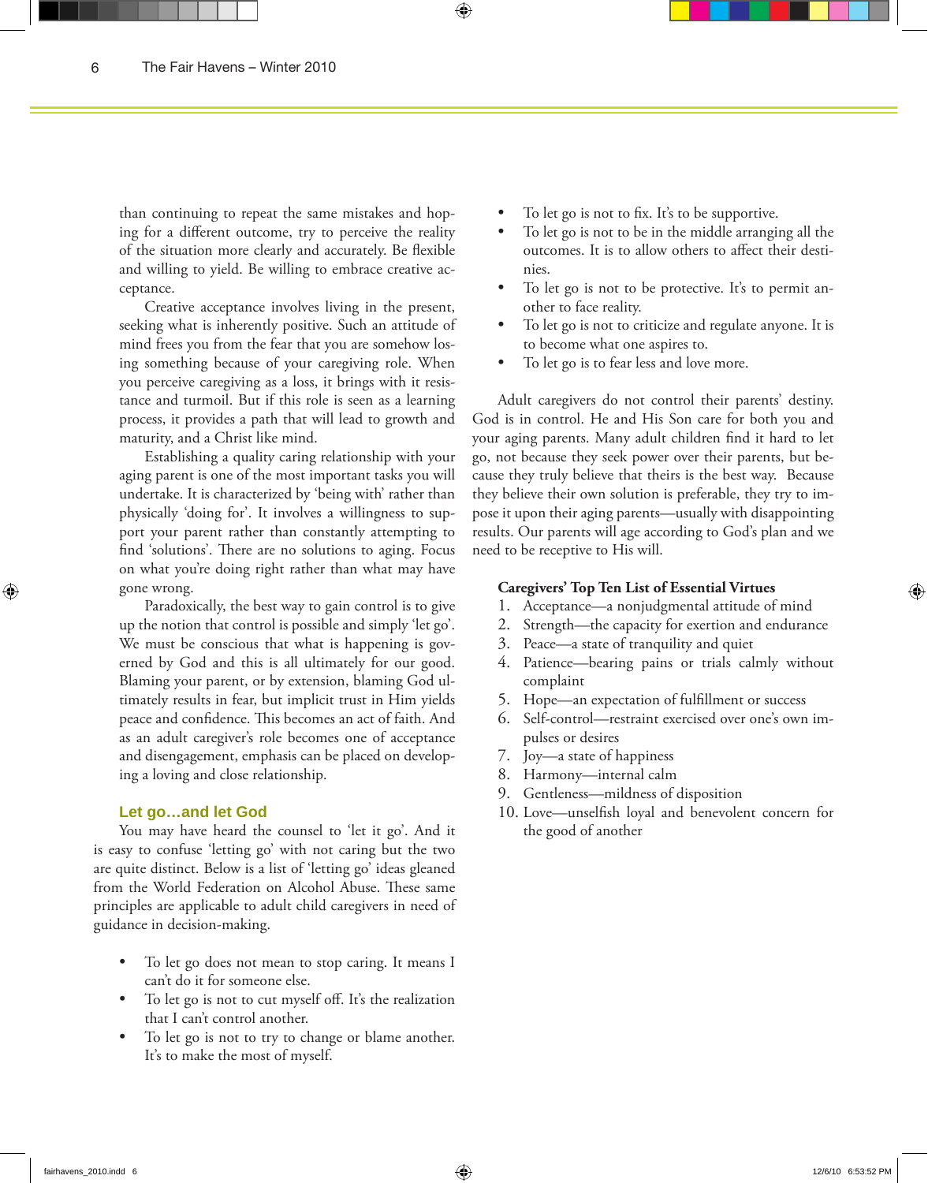than continuing to repeat the same mistakes and hoping for a different outcome, try to perceive the reality of the situation more clearly and accurately. Be flexible and willing to yield. Be willing to embrace creative acceptance.

Creative acceptance involves living in the present, seeking what is inherently positive. Such an attitude of mind frees you from the fear that you are somehow losing something because of your caregiving role. When you perceive caregiving as a loss, it brings with it resistance and turmoil. But if this role is seen as a learning process, it provides a path that will lead to growth and maturity, and a Christ like mind.

Establishing a quality caring relationship with your aging parent is one of the most important tasks you will undertake. It is characterized by 'being with' rather than physically 'doing for'. It involves a willingness to support your parent rather than constantly attempting to find 'solutions'. There are no solutions to aging. Focus on what you're doing right rather than what may have gone wrong.

Paradoxically, the best way to gain control is to give up the notion that control is possible and simply 'let go'. We must be conscious that what is happening is governed by God and this is all ultimately for our good. Blaming your parent, or by extension, blaming God ultimately results in fear, but implicit trust in Him yields peace and confidence. This becomes an act of faith. And as an adult caregiver's role becomes one of acceptance and disengagement, emphasis can be placed on developing a loving and close relationship.

## Let go…and let God

You may have heard the counsel to 'let it go'. And it is easy to confuse 'letting go' with not caring but the two are quite distinct. Below is a list of 'letting go' ideas gleaned from the World Federation on Alcohol Abuse. These same principles are applicable to adult child caregivers in need of guidance in decision-making.

- To let go does not mean to stop caring. It means I can't do it for someone else.
- To let go is not to cut myself off. It's the realization that I can't control another.
- To let go is not to try to change or blame another. It's to make the most of myself.
- To let go is not to fix. It's to be supportive.
- To let go is not to be in the middle arranging all the outcomes. It is to allow others to affect their destinies.
- To let go is not to be protective. It's to permit another to face reality.
- To let go is not to criticize and regulate anyone. It is to become what one aspires to.
- To let go is to fear less and love more.

Adult caregivers do not control their parents' destiny. God is in control. He and His Son care for both you and your aging parents. Many adult children find it hard to let go, not because they seek power over their parents, but because they truly believe that theirs is the best way. Because they believe their own solution is preferable, they try to impose it upon their aging parents—usually with disappointing results. Our parents will age according to God's plan and we need to be receptive to His will.

**Caregivers' Top Ten List of Essential Virtues**

1. Acceptance—a nonjudgmental attitude of mind
2. Strength—the capacity for exertion and endurance
3. Peace—a state of tranquility and quiet
4. Patience—bearing pains or trials calmly without complaint
5. Hope—an expectation of fulfillment or success
6. Self-control—restraint exercised over one's own impulses or desires
7. Joy—a state of happiness
8. Harmony—internal calm
9. Gentleness—mildness of disposition
10. Love—unselfish loyal and benevolent concern for the good of another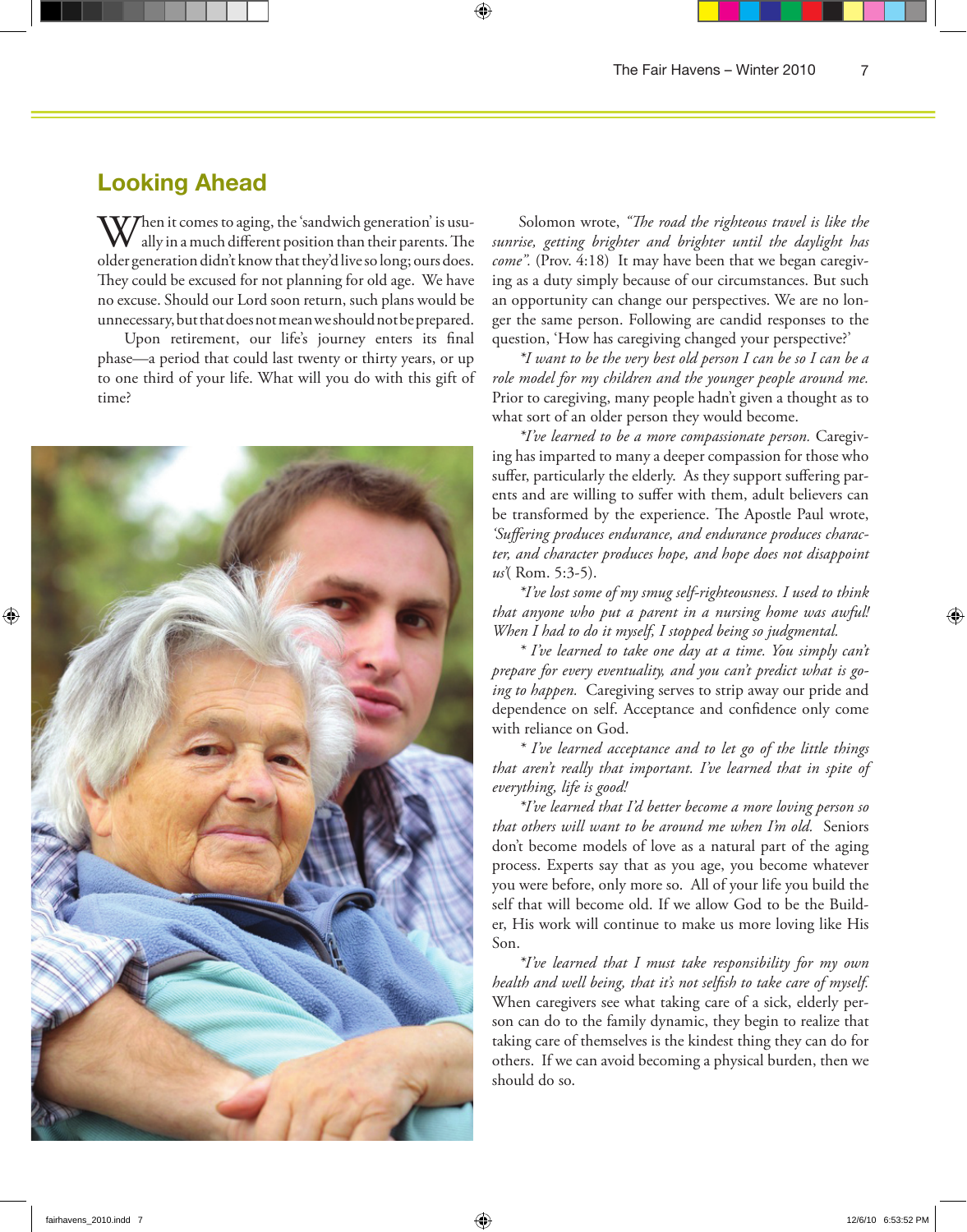## Looking Ahead

When it comes to aging, the 'sandwich generation' is usually in a much different position than their parents. The older generation didn't know that they'd live so long; ours does. They could be excused for not planning for old age. We have no excuse. Should our Lord soon return, such plans would be unnecessary, but that does not mean we should not be prepared.

Upon retirement, our life's journey enters its final phase—a period that could last twenty or thirty years, or up to one third of your life. What will you do with this gift of time?

Solomon wrote, *"The road the righteous travel is like the sunrise, getting brighter and brighter until the daylight has come".* (Prov. 4:18) It may have been that we began caregiving as a duty simply because of our circumstances. But such an opportunity can change our perspectives. We are no longer the same person. Following are candid responses to the question, 'How has caregiving changed your perspective?'

*\*I want to be the very best old person I can be so I can be a role model for my children and the younger people around me.* Prior to caregiving, many people hadn't given a thought as to what sort of an older person they would become.

*\*I've learned to be a more compassionate person.* Caregiving has imparted to many a deeper compassion for those who suffer, particularly the elderly. As they support suffering parents and are willing to suffer with them, adult believers can be transformed by the experience. The Apostle Paul wrote, *'Suffering produces endurance, and endurance produces character, and character produces hope, and hope does not disappoint us'*( Rom. 5:3-5).

*\*I've lost some of my smug self-righteousness. I used to think that anyone who put a parent in a nursing home was awful! When I had to do it myself, I stopped being so judgmental.*

*\* I've learned to take one day at a time. You simply can't prepare for every eventuality, and you can't predict what is going to happen.* Caregiving serves to strip away our pride and dependence on self. Acceptance and confidence only come with reliance on God.

*\* I've learned acceptance and to let go of the little things that aren't really that important. I've learned that in spite of everything, life is good!*

*\*I've learned that I'd better become a more loving person so that others will want to be around me when I'm old.* Seniors don't become models of love as a natural part of the aging process. Experts say that as you age, you become whatever you were before, only more so. All of your life you build the self that will become old. If we allow God to be the Builder, His work will continue to make us more loving like His Son.

*\*I've learned that I must take responsibility for my own health and well being, that it's not selfish to take care of myself.* When caregivers see what taking care of a sick, elderly person can do to the family dynamic, they begin to realize that taking care of themselves is the kindest thing they can do for others. If we can avoid becoming a physical burden, then we should do so.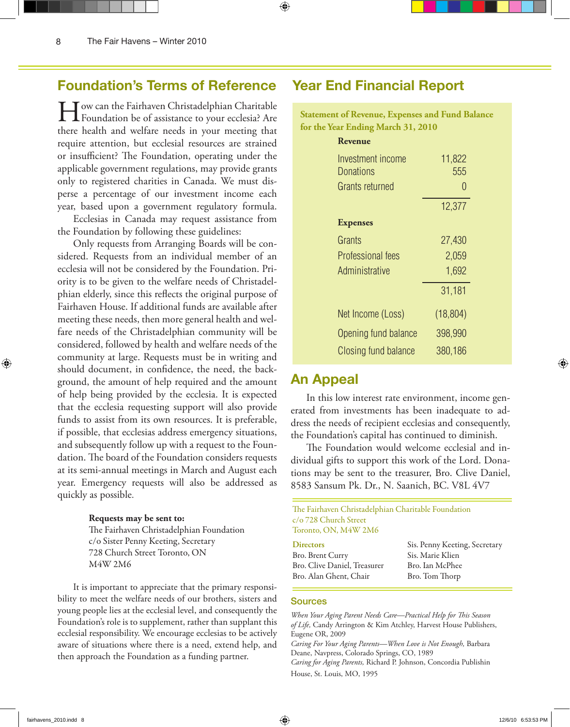## Foundation's Terms of Reference

How can the Fairhaven Christadelphian Charitable Foundation be of assistance to your ecclesia? Are there health and welfare needs in your meeting that require attention, but ecclesial resources are strained or insufficient? The Foundation, operating under the applicable government regulations, may provide grants only to registered charities in Canada. We must disperse a percentage of our investment income each year, based upon a government regulatory formula.

Ecclesias in Canada may request assistance from the Foundation by following these guidelines:

Only requests from Arranging Boards will be considered. Requests from an individual member of an ecclesia will not be considered by the Foundation. Priority is to be given to the welfare needs of Christadelphian elderly, since this reflects the original purpose of Fairhaven House. If additional funds are available after meeting these needs, then more general health and welfare needs of the Christadelphian community will be considered, followed by health and welfare needs of the community at large. Requests must be in writing and should document, in confidence, the need, the background, the amount of help required and the amount of help being provided by the ecclesia. It is expected that the ecclesia requesting support will also provide funds to assist from its own resources. It is preferable, if possible, that ecclesias address emergency situations, and subsequently follow up with a request to the Foundation. The board of the Foundation considers requests at its semi-annual meetings in March and August each year. Emergency requests will also be addressed as quickly as possible.

**Requests may be sent to:**
The Fairhaven Christadelphian Foundation
c/o Sister Penny Keeting, Secretary
728 Church Street Toronto, ON
M4W 2M6

It is important to appreciate that the primary responsibility to meet the welfare needs of our brothers, sisters and young people lies at the ecclesial level, and consequently the Foundation's role is to supplement, rather than supplant this ecclesial responsibility. We encourage ecclesias to be actively aware of situations where there is a need, extend help, and then approach the Foundation as a funding partner.

## Year End Financial Report

**Statement of Revenue, Expenses and Fund Balance for the Year Ending March 31, 2010**

| | |
|---|---|
| **Revenue** | |
| Investment income | 11,822 |
| Donations | 555 |
| Grants returned | 0 |
| | 12,377 |
| **Expenses** | |
| Grants | 27,430 |
| Professional fees | 2,059 |
| Administrative | 1,692 |
| | 31,181 |
| Net Income (Loss) | (18,804) |
| Opening fund balance | 398,990 |
| Closing fund balance | 380,186 |

## An Appeal

In this low interest rate environment, income generated from investments has been inadequate to address the needs of recipient ecclesias and consequently, the Foundation's capital has continued to diminish.

The Foundation would welcome ecclesial and individual gifts to support this work of the Lord. Donations may be sent to the treasurer, Bro. Clive Daniel, 8583 Sansum Pk. Dr., N. Saanich, BC. V8L 4V7

The Fairhaven Christadelphian Charitable Foundation
c/o 728 Church Street
Toronto, ON, M4W 2M6

**Directors**
Bro. Brent Curry
Bro. Clive Daniel, Treasurer
Bro. Alan Ghent, Chair
Sis. Penny Keeting, Secretary
Sis. Marie Klien
Bro. Ian McPhee
Bro. Tom Thorp

## Sources

*When Your Aging Parent Needs Care—Practical Help for This Season of Life,* Candy Arrington & Kim Atchley, Harvest House Publishers, Eugene OR, 2009

*Caring For Your Aging Parents—When Love is Not Enough,* Barbara Deane, Navpress, Colorado Springs, CO, 1989

*Caring for Aging Parents,* Richard P. Johnson, Concordia Publishin House, St. Louis, MO, 1995